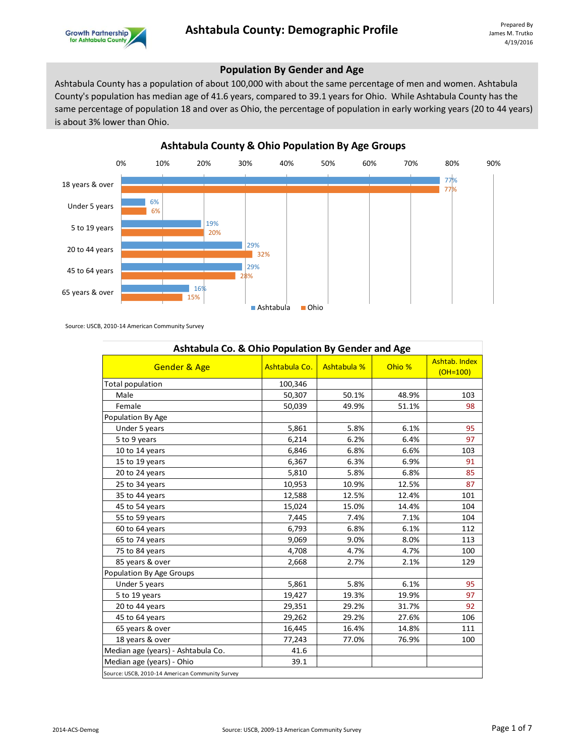# Ashtabula County: Demographic Profile

Prepared By
James M. Trutko
4/19/2016

## Population By Gender and Age

Ashtabula County has a population of about 100,000 with about the same percentage of men and women. Ashtabula County's population has median age of 41.6 years, compared to 39.1 years for Ohio. While Ashtabula County has the same percentage of population 18 and over as Ohio, the percentage of population in early working years (20 to 44 years) is about 3% lower than Ohio.

### Ashtabula County & Ohio Population By Age Groups

0% 10% 20% 30% 40% 50% 60% 70% 80% 90%

18 years & over: 77%, 77%
Under 5 years: 6%, 6%
5 to 19 years: 19%, 20%
20 to 44 years: 29%, 32%
45 to 64 years: 29%, 28%
65 years & over: 16%, 15%

Ashtabula   Ohio

Source: USCB, 2010-14 American Community Survey

### Ashtabula Co. & Ohio Population By Gender and Age

| Gender & Age | Ashtabula Co. | Ashtabula % | Ohio % | Ashtab. Index (OH=100) |
|---|---|---|---|---|
| Total population | 100,346 | | | |
| Male | 50,307 | 50.1% | 48.9% | 103 |
| Female | 50,039 | 49.9% | 51.1% | 98 |
| Population By Age | | | | |
| Under 5 years | 5,861 | 5.8% | 6.1% | 95 |
| 5 to 9 years | 6,214 | 6.2% | 6.4% | 97 |
| 10 to 14 years | 6,846 | 6.8% | 6.6% | 103 |
| 15 to 19 years | 6,367 | 6.3% | 6.9% | 91 |
| 20 to 24 years | 5,810 | 5.8% | 6.8% | 85 |
| 25 to 34 years | 10,953 | 10.9% | 12.5% | 87 |
| 35 to 44 years | 12,588 | 12.5% | 12.4% | 101 |
| 45 to 54 years | 15,024 | 15.0% | 14.4% | 104 |
| 55 to 59 years | 7,445 | 7.4% | 7.1% | 104 |
| 60 to 64 years | 6,793 | 6.8% | 6.1% | 112 |
| 65 to 74 years | 9,069 | 9.0% | 8.0% | 113 |
| 75 to 84 years | 4,708 | 4.7% | 4.7% | 100 |
| 85 years & over | 2,668 | 2.7% | 2.1% | 129 |
| Population By Age Groups | | | | |
| Under 5 years | 5,861 | 5.8% | 6.1% | 95 |
| 5 to 19 years | 19,427 | 19.3% | 19.9% | 97 |
| 20 to 44 years | 29,351 | 29.2% | 31.7% | 92 |
| 45 to 64 years | 29,262 | 29.2% | 27.6% | 106 |
| 65 years & over | 16,445 | 16.4% | 14.8% | 111 |
| 18 years & over | 77,243 | 77.0% | 76.9% | 100 |
| Median age (years) - Ashtabula Co. | 41.6 | | | |
| Median age (years) - Ohio | 39.1 | | | |

Source: USCB, 2010-14 American Community Survey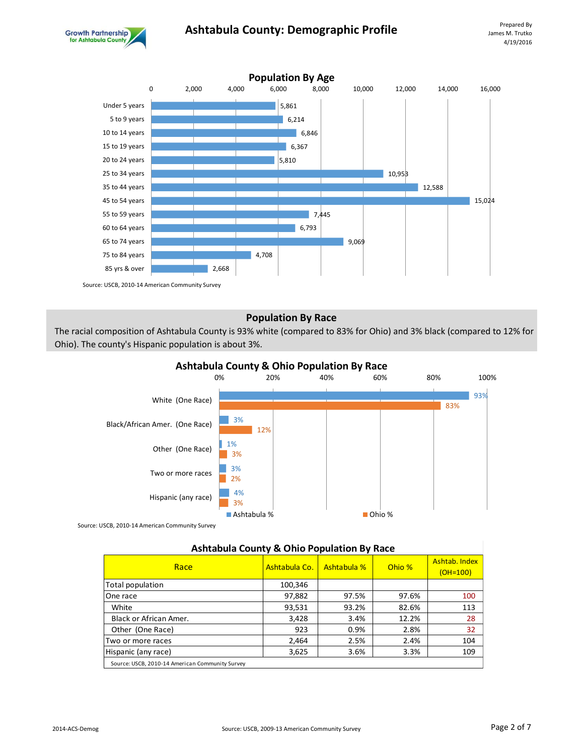# Ashtabula County: Demographic Profile

Prepared By
James M. Trutko
4/19/2016

## Population By Age

0 2,000 4,000 6,000 8,000 10,000 12,000 14,000 16,000

Under 5 years 5,861
5 to 9 years 6,214
10 to 14 years 6,846
15 to 19 years 6,367
20 to 24 years 5,810
25 to 34 years 10,953
35 to 44 years 12,588
45 to 54 years 15,024
55 to 59 years 7,445
60 to 64 years 6,793
65 to 74 years 9,069
75 to 84 years 4,708
85 yrs & over 2,668

Source: USCB, 2010-14 American Community Survey

## Population By Race

The racial composition of Ashtabula County is 93% white (compared to 83% for Ohio) and 3% black (compared to 12% for Ohio). The county's Hispanic population is about 3%.

### Ashtabula County & Ohio Population By Race

0% 20% 40% 60% 80% 100%

White (One Race) 93% 83%
Black/African Amer. (One Race) 3% 12%
Other (One Race) 1% 3%
Two or more races 3% 2%
Hispanic (any race) 4% 3%

Ashtabula % Ohio %

Source: USCB, 2010-14 American Community Survey

### Ashtabula County & Ohio Population By Race

| Race | Ashtabula Co. | Ashtabula % | Ohio % | Ashtab. Index (OH=100) |
|---|---|---|---|---|
| Total population | 100,346 | | | |
| One race | 97,882 | 97.5% | 97.6% | 100 |
| White | 93,531 | 93.2% | 82.6% | 113 |
| Black or African Amer. | 3,428 | 3.4% | 12.2% | 28 |
| Other (One Race) | 923 | 0.9% | 2.8% | 32 |
| Two or more races | 2,464 | 2.5% | 2.4% | 104 |
| Hispanic (any race) | 3,625 | 3.6% | 3.3% | 109 |

Source: USCB, 2010-14 American Community Survey

2014-ACS-Demog

Source: USCB, 2009-13 American Community Survey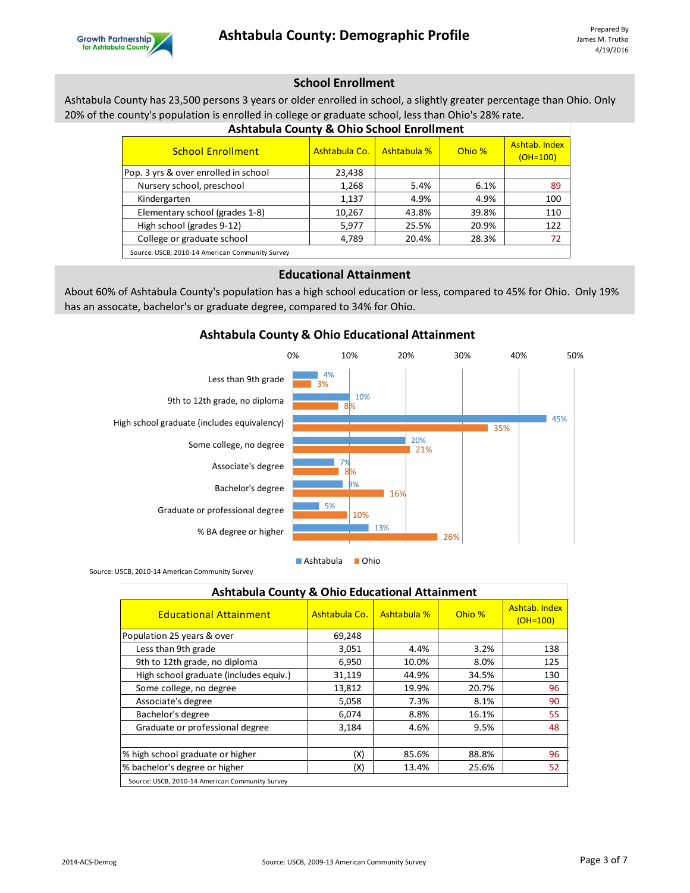## School Enrollment

Ashtabula County has 23,500 persons 3 years or older enrolled in school, a slightly greater percentage than Ohio. Only 20% of the county's population is enrolled in college or graduate school, less than Ohio's 28% rate.

### Ashtabula County & Ohio School Enrollment

| School Enrollment | Ashtabula Co. | Ashtabula % | Ohio % | Ashtab. Index (OH=100) |
|---|---|---|---|---|
| Pop. 3 yrs & over enrolled in school | 23,438 | | | |
| Nursery school, preschool | 1,268 | 5.4% | 6.1% | 89 |
| Kindergarten | 1,137 | 4.9% | 4.9% | 100 |
| Elementary school (grades 1-8) | 10,267 | 43.8% | 39.8% | 110 |
| High school (grades 9-12) | 5,977 | 25.5% | 20.9% | 122 |
| College or graduate school | 4,789 | 20.4% | 28.3% | 72 |

Source: USCB, 2010-14 American Community Survey

## Educational Attainment

About 60% of Ashtabula County's population has a high school education or less, compared to 45% for Ohio. Only 19% has an assocate, bachelor's or graduate degree, compared to 34% for Ohio.

### Ashtabula County & Ohio Educational Attainment

0% 10% 20% 30% 40% 50%

Less than 9th grade: 4%, 3%

9th to 12th grade, no diploma: 10%, 8%

High school graduate (includes equivalency): 45%, 35%

Some college, no degree: 20%, 21%

Associate's degree: 7%, 8%

Bachelor's degree: 9%, 16%

Graduate or professional degree: 5%, 10%

% BA degree or higher: 13%, 26%

Ashtabula Ohio

Source: USCB, 2010-14 American Community Survey

### Ashtabula County & Ohio Educational Attainment

| Educational Attainment | Ashtabula Co. | Ashtabula % | Ohio % | Ashtab. Index (OH=100) |
|---|---|---|---|---|
| Population 25 years & over | 69,248 | | | |
| Less than 9th grade | 3,051 | 4.4% | 3.2% | 138 |
| 9th to 12th grade, no diploma | 6,950 | 10.0% | 8.0% | 125 |
| High school graduate (includes equiv.) | 31,119 | 44.9% | 34.5% | 130 |
| Some college, no degree | 13,812 | 19.9% | 20.7% | 96 |
| Associate's degree | 5,058 | 7.3% | 8.1% | 90 |
| Bachelor's degree | 6,074 | 8.8% | 16.1% | 55 |
| Graduate or professional degree | 3,184 | 4.6% | 9.5% | 48 |
| | | | | |
| % high school graduate or higher | (X) | 85.6% | 88.8% | 96 |
| % bachelor's degree or higher | (X) | 13.4% | 25.6% | 52 |

Source: USCB, 2010-14 American Community Survey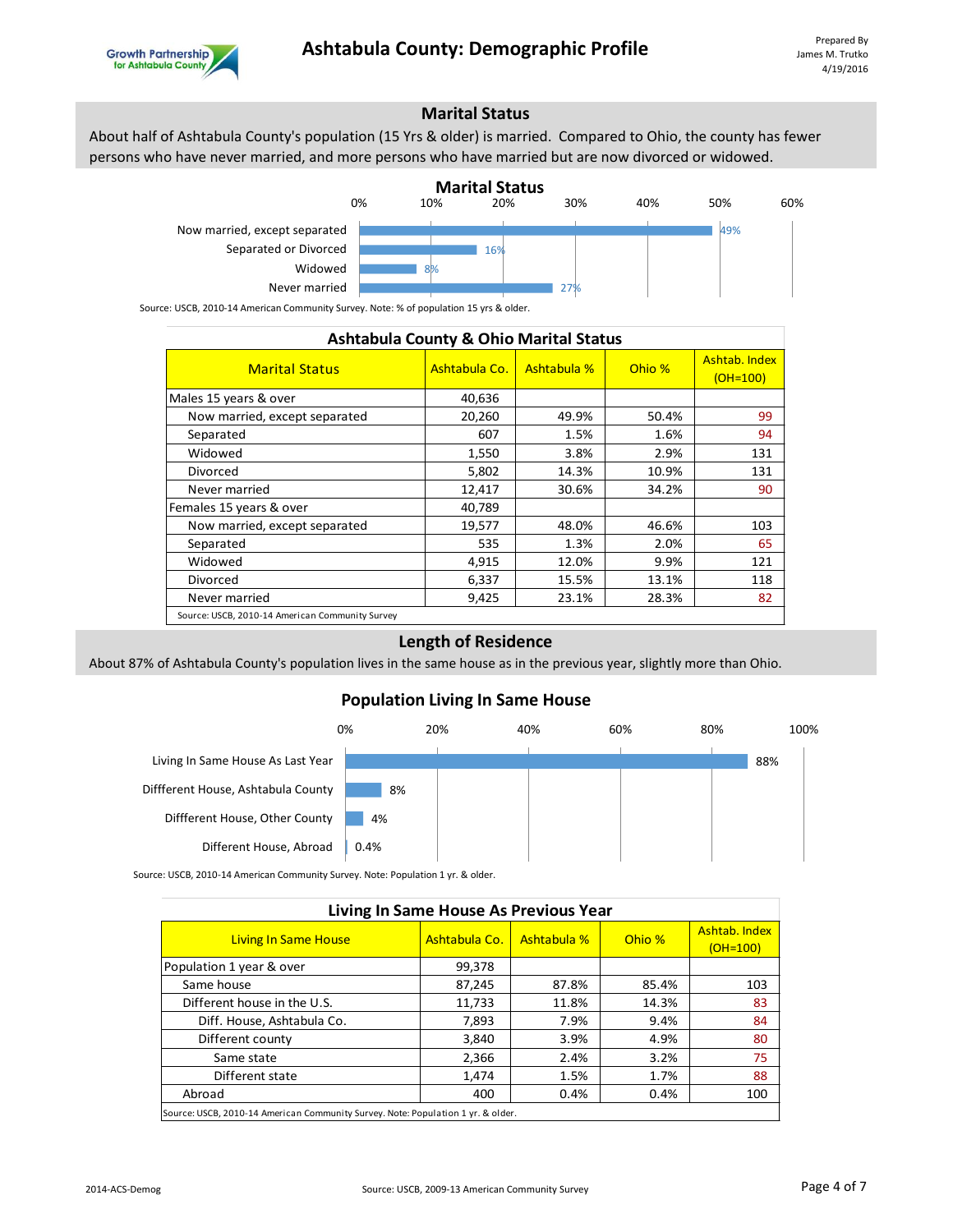## Marital Status

About half of Ashtabula County's population (15 Yrs & older) is married. Compared to Ohio, the county has fewer persons who have never married, and more persons who have married but are now divorced or widowed.

**Marital Status**

0% 10% 20% 30% 40% 50% 60%

Now married, except separated 49%
Separated or Divorced 16%
Widowed 8%
Never married 27%

Source: USCB, 2010-14 American Community Survey. Note: % of population 15 yrs & older.

**Ashtabula County & Ohio Marital Status**

| Marital Status | Ashtabula Co. | Ashtabula % | Ohio % | Ashtab. Index (OH=100) |
|---|---|---|---|---|
| Males 15 years & over | 40,636 | | | |
| Now married, except separated | 20,260 | 49.9% | 50.4% | 99 |
| Separated | 607 | 1.5% | 1.6% | 94 |
| Widowed | 1,550 | 3.8% | 2.9% | 131 |
| Divorced | 5,802 | 14.3% | 10.9% | 131 |
| Never married | 12,417 | 30.6% | 34.2% | 90 |
| Females 15 years & over | 40,789 | | | |
| Now married, except separated | 19,577 | 48.0% | 46.6% | 103 |
| Separated | 535 | 1.3% | 2.0% | 65 |
| Widowed | 4,915 | 12.0% | 9.9% | 121 |
| Divorced | 6,337 | 15.5% | 13.1% | 118 |
| Never married | 9,425 | 23.1% | 28.3% | 82 |

Source: USCB, 2010-14 American Community Survey

## Length of Residence

About 87% of Ashtabula County's population lives in the same house as in the previous year, slightly more than Ohio.

**Population Living In Same House**

0% 20% 40% 60% 80% 100%

Living In Same House As Last Year 88%
Diffferent House, Ashtabula County 8%
Diffferent House, Other County 4%
Different House, Abroad 0.4%

Source: USCB, 2010-14 American Community Survey. Note: Population 1 yr. & older.

**Living In Same House As Previous Year**

| Living In Same House | Ashtabula Co. | Ashtabula % | Ohio % | Ashtab. Index (OH=100) |
|---|---|---|---|---|
| Population 1 year & over | 99,378 | | | |
| Same house | 87,245 | 87.8% | 85.4% | 103 |
| Different house in the U.S. | 11,733 | 11.8% | 14.3% | 83 |
| Diff. House, Ashtabula Co. | 7,893 | 7.9% | 9.4% | 84 |
| Different county | 3,840 | 3.9% | 4.9% | 80 |
| Same state | 2,366 | 2.4% | 3.2% | 75 |
| Different state | 1,474 | 1.5% | 1.7% | 88 |
| Abroad | 400 | 0.4% | 0.4% | 100 |

Source: USCB, 2010-14 American Community Survey. Note: Population 1 yr. & older.

Source: USCB, 2009-13 American Community Survey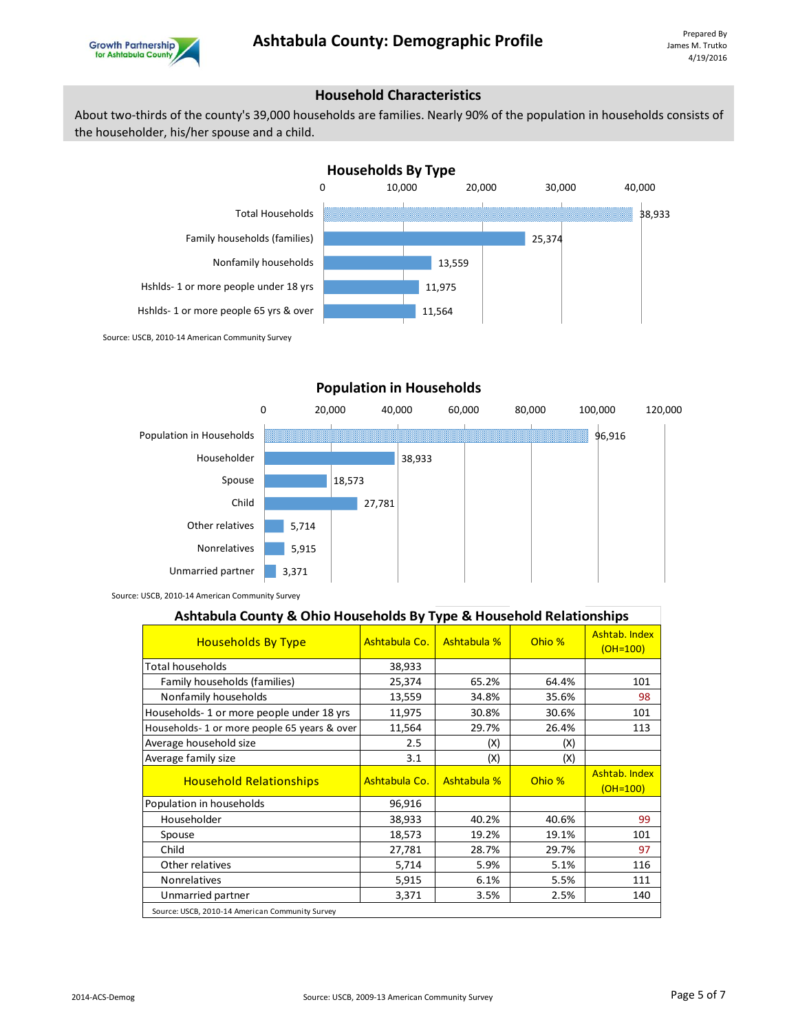## Household Characteristics

About two-thirds of the county's 39,000 households are families. Nearly 90% of the population in households consists of the householder, his/her spouse and a child.

**Households By Type**

0
10,000
20,000
30,000
40,000

Total Households 38,933
Family households (families) 25,374
Nonfamily households 13,559
Hshlds- 1 or more people under 18 yrs 11,975
Hshlds- 1 or more people 65 yrs & over 11,564

Source: USCB, 2010-14 American Community Survey

**Population in Households**

0
20,000
40,000
60,000
80,000
100,000
120,000

Population in Households 96,916
Householder 38,933
Spouse 18,573
Child 27,781
Other relatives 5,714
Nonrelatives 5,915
Unmarried partner 3,371

Source: USCB, 2010-14 American Community Survey

**Ashtabula County & Ohio Households By Type & Household Relationships**

| Households By Type | Ashtabula Co. | Ashtabula % | Ohio % | Ashtab. Index (OH=100) |
|---|---|---|---|---|
| Total households | 38,933 | | | |
| Family households (families) | 25,374 | 65.2% | 64.4% | 101 |
| Nonfamily households | 13,559 | 34.8% | 35.6% | 98 |
| Households- 1 or more people under 18 yrs | 11,975 | 30.8% | 30.6% | 101 |
| Households- 1 or more people 65 years & over | 11,564 | 29.7% | 26.4% | 113 |
| Average household size | 2.5 | (X) | (X) | |
| Average family size | 3.1 | (X) | (X) | |
| **Household Relationships** | **Ashtabula Co.** | **Ashtabula %** | **Ohio %** | **Ashtab. Index (OH=100)** |
| Population in households | 96,916 | | | |
| Householder | 38,933 | 40.2% | 40.6% | 99 |
| Spouse | 18,573 | 19.2% | 19.1% | 101 |
| Child | 27,781 | 28.7% | 29.7% | 97 |
| Other relatives | 5,714 | 5.9% | 5.1% | 116 |
| Nonrelatives | 5,915 | 6.1% | 5.5% | 111 |
| Unmarried partner | 3,371 | 3.5% | 2.5% | 140 |

Source: USCB, 2010-14 American Community Survey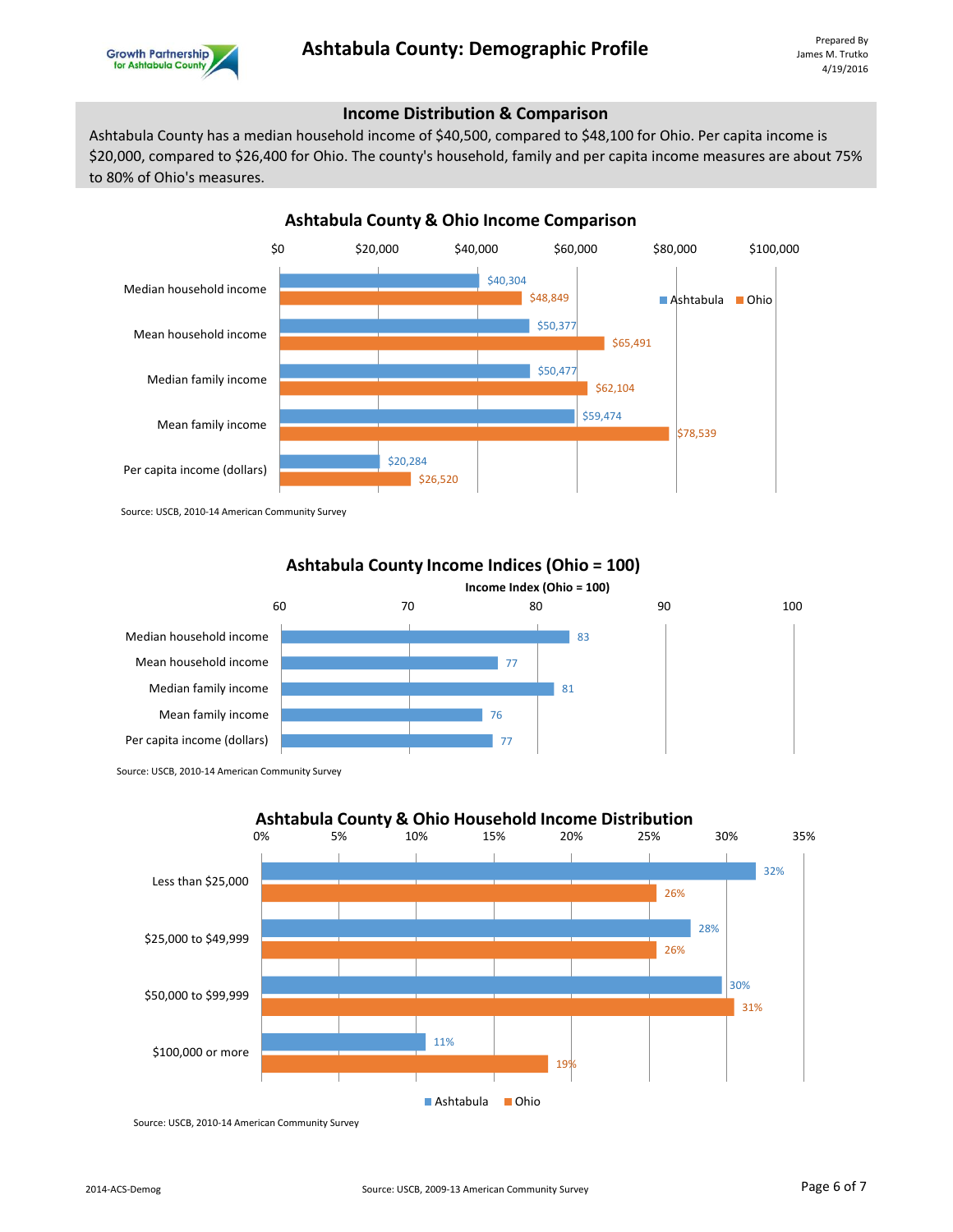## Income Distribution & Comparison

Ashtabula County has a median household income of $40,500, compared to $48,100 for Ohio. Per capita income is $20,000, compared to $26,400 for Ohio. The county's household, family and per capita income measures are about 75% to 80% of Ohio's measures.

### Ashtabula County & Ohio Income Comparison

$0
$20,000
$40,000
$60,000
$80,000
$100,000

Ashtabula
Ohio

Median household income
$40,304
$48,849

Mean household income
$50,377
$65,491

Median family income
$50,477
$62,104

Mean family income
$59,474
$78,539

Per capita income (dollars)
$20,284
$26,520

Source: USCB, 2010-14 American Community Survey

### Ashtabula County Income Indices (Ohio = 100)

Income Index (Ohio = 100)

60
70
80
90
100

Median household income
83

Mean household income
77

Median family income
81

Mean family income
76

Per capita income (dollars)
77

Source: USCB, 2010-14 American Community Survey

### Ashtabula County & Ohio Household Income Distribution

0%
5%
10%
15%
20%
25%
30%
35%

Less than $25,000
32%
26%

$25,000 to $49,999
28%
26%

$50,000 to $99,999
30%
31%

$100,000 or more
11%
19%

Ashtabula
Ohio

Source: USCB, 2010-14 American Community Survey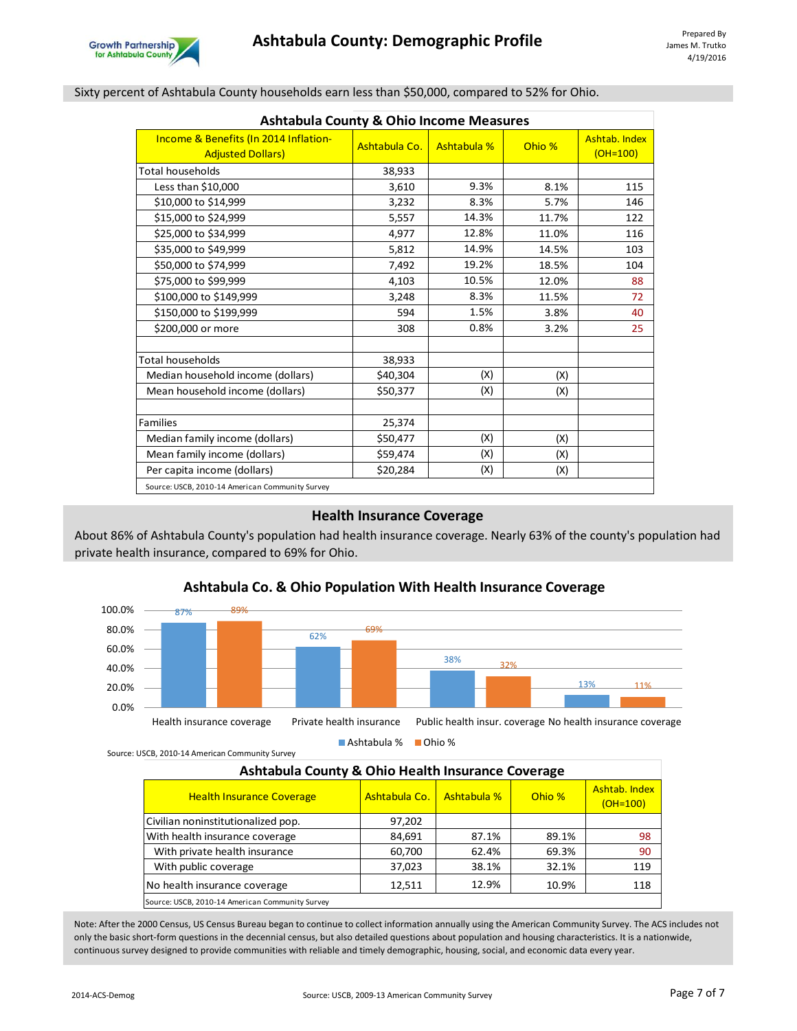Sixty percent of Ashtabula County households earn less than $50,000, compared to 52% for Ohio.

### Ashtabula County & Ohio Income Measures

| Income & Benefits (In 2014 Inflation-Adjusted Dollars) | Ashtabula Co. | Ashtabula % | Ohio % | Ashtab. Index (OH=100) |
|---|---|---|---|---|
| Total households | 38,933 | | | |
| Less than $10,000 | 3,610 | 9.3% | 8.1% | 115 |
| $10,000 to $14,999 | 3,232 | 8.3% | 5.7% | 146 |
| $15,000 to $24,999 | 5,557 | 14.3% | 11.7% | 122 |
| $25,000 to $34,999 | 4,977 | 12.8% | 11.0% | 116 |
| $35,000 to $49,999 | 5,812 | 14.9% | 14.5% | 103 |
| $50,000 to $74,999 | 7,492 | 19.2% | 18.5% | 104 |
| $75,000 to $99,999 | 4,103 | 10.5% | 12.0% | 88 |
| $100,000 to $149,999 | 3,248 | 8.3% | 11.5% | 72 |
| $150,000 to $199,999 | 594 | 1.5% | 3.8% | 40 |
| $200,000 or more | 308 | 0.8% | 3.2% | 25 |
| | | | | |
| Total households | 38,933 | | | |
| Median household income (dollars) | $40,304 | (X) | (X) | |
| Mean household income (dollars) | $50,377 | (X) | (X) | |
| | | | | |
| Families | 25,374 | | | |
| Median family income (dollars) | $50,477 | (X) | (X) | |
| Mean family income (dollars) | $59,474 | (X) | (X) | |
| Per capita income (dollars) | $20,284 | (X) | (X) | |

Source: USCB, 2010-14 American Community Survey

## Health Insurance Coverage

About 86% of Ashtabula County's population had health insurance coverage. Nearly 63% of the county's population had private health insurance, compared to 69% for Ohio.

### Ashtabula Co. & Ohio Population With Health Insurance Coverage

100.0%
80.0%
60.0%
40.0%
20.0%
0.0%

Health insurance coverage: 87% 89%
Private health insurance: 62% 69%
Public health insur. coverage: 38% 32%
No health insurance coverage: 13% 11%

Ashtabula % Ohio %

Source: USCB, 2010-14 American Community Survey

### Ashtabula County & Ohio Health Insurance Coverage

| Health Insurance Coverage | Ashtabula Co. | Ashtabula % | Ohio % | Ashtab. Index (OH=100) |
|---|---|---|---|---|
| Civilian noninstitutionalized pop. | 97,202 | | | |
| With health insurance coverage | 84,691 | 87.1% | 89.1% | 98 |
| With private health insurance | 60,700 | 62.4% | 69.3% | 90 |
| With public coverage | 37,023 | 38.1% | 32.1% | 119 |
| No health insurance coverage | 12,511 | 12.9% | 10.9% | 118 |

Source: USCB, 2010-14 American Community Survey

Note: After the 2000 Census, US Census Bureau began to continue to collect information annually using the American Community Survey. The ACS includes not only the basic short-form questions in the decennial census, but also detailed questions about population and housing characteristics. It is a nationwide, continuous survey designed to provide communities with reliable and timely demographic, housing, social, and economic data every year.